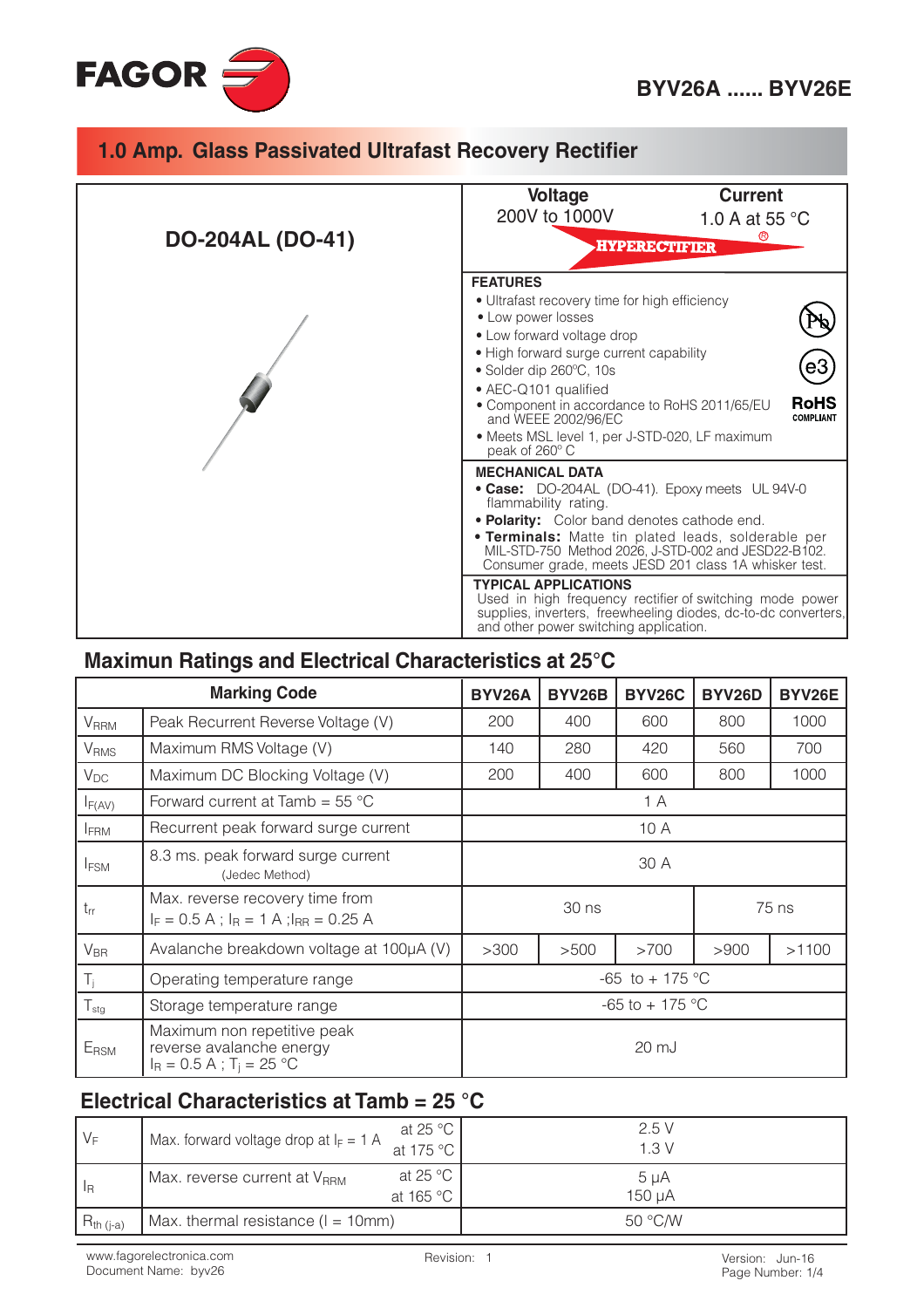# BYV26A ...... BYV26E

## 1.0 Amp. Glass Passivated Ultrafast Recovery Rectifier

**DO-204AL (DO-41)**

| Voltage | Current |
|---|---|
| 200V to 1000V | 1.0 A at 55 °C |

HYPERECTIFIER®

**FEATURES**

- Ultrafast recovery time for high efficiency
- Low power losses
- Low forward voltage drop
- High forward surge current capability
- Solder dip 260ºC, 10s
- AEC-Q101 qualified
- Component in accordance to RoHS 2011/65/EU and WEEE 2002/96/EC
- Meets MSL level 1, per J-STD-020, LF maximum peak of 260° C

RoHS COMPLIANT

**MECHANICAL DATA**

- **Case:** DO-204AL (DO-41). Epoxy meets UL 94V-0 flammability rating.
- **Polarity:** Color band denotes cathode end.
- **Terminals:** Matte tin plated leads, solderable per MIL-STD-750 Method 2026, J-STD-002 and JESD22-B102. Consumer grade, meets JESD 201 class 1A whisker test.

**TYPICAL APPLICATIONS**

Used in high frequency rectifier of switching mode power supplies, inverters, freewheeling diodes, dc-to-dc converters, and other power switching application.

## Maximun Ratings and Electrical Characteristics at 25°C

| | Marking Code | BYV26A | BYV26B | BYV26C | BYV26D | BYV26E |
|---|---|---|---|---|---|---|
| $V_{RRM}$ | Peak Recurrent Reverse Voltage (V) | 200 | 400 | 600 | 800 | 1000 |
| $V_{RMS}$ | Maximum RMS Voltage (V) | 140 | 280 | 420 | 560 | 700 |
| $V_{DC}$ | Maximum DC Blocking Voltage (V) | 200 | 400 | 600 | 800 | 1000 |
| $I_{F(AV)}$ | Forward current at Tamb = 55 °C | 1 A | | | | |
| $I_{FRM}$ | Recurrent peak forward surge current | 10 A | | | | |
| $I_{FSM}$ | 8.3 ms. peak forward surge current (Jedec Method) | 30 A | | | | |
| $t_{rr}$ | Max. reverse recovery time from $I_F$ = 0.5 A ; $I_R$ = 1 A ;$I_{RR}$ = 0.25 A | 30 ns | | | 75 ns | |
| $V_{BR}$ | Avalanche breakdown voltage at 100µA (V) | >300 | >500 | >700 | >900 | >1100 |
| $T_j$ | Operating temperature range | -65 to + 175 °C | | | | |
| $T_{stg}$ | Storage temperature range | -65 to + 175 °C | | | | |
| $E_{RSM}$ | Maximum non repetitive peak reverse avalanche energy $I_R$ = 0.5 A ; $T_j$ = 25 °C | 20 mJ | | | | |

## Electrical Characteristics at Tamb = 25 °C

| | | | |
|---|---|---|---|
| $V_F$ | Max. forward voltage drop at $I_F$ = 1 A | at 25 °C<br>at 175 °C | 2.5 V<br>1.3 V |
| $I_R$ | Max. reverse current at $V_{RRM}$ | at 25 °C<br>at 165 °C | 5 µA<br>150 µA |
| $R_{th\ (j-a)}$ | Max. thermal resistance (l = 10mm) | | 50 °C/W |

www.fagorelectronica.com
Document Name: byv26

Revision: 1

Version: Jun-16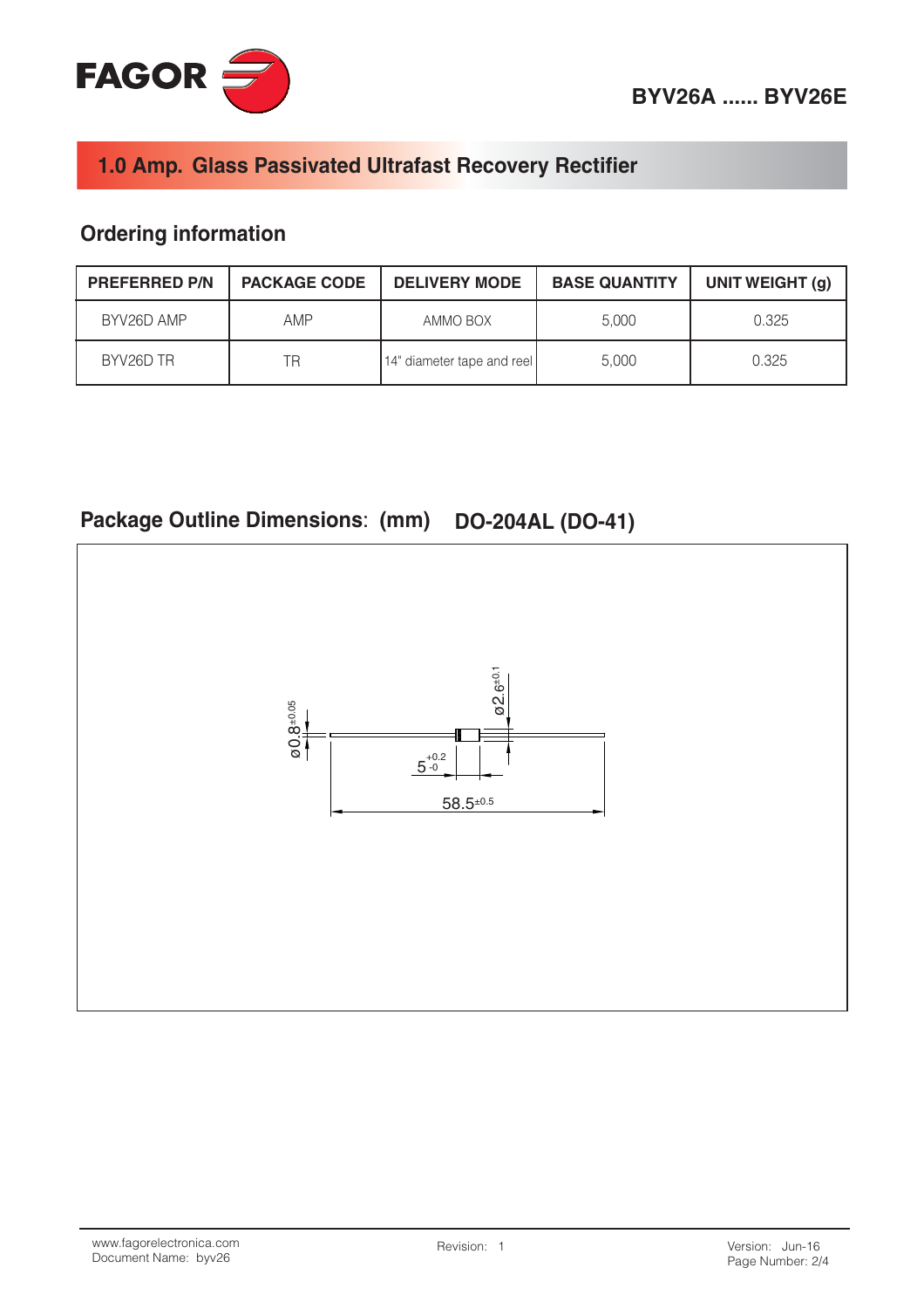## 1.0 Amp. Glass Passivated Ultrafast Recovery Rectifier

## Ordering information

| PREFERRED P/N | PACKAGE CODE | DELIVERY MODE | BASE QUANTITY | UNIT WEIGHT (g) |
|---|---|---|---|---|
| BYV26D AMP | AMP | AMMO BOX | 5,000 | 0.325 |
| BYV26D TR | TR | 14" diameter tape and reel | 5,000 | 0.325 |

## Package Outline Dimensions: (mm) DO-204AL (DO-41)

ø0.8$^{\pm 0.05}$

ø2.6$^{\pm 0.1}$

$5^{+0.2}_{-0}$

58.5$^{\pm 0.5}$

www.fagorelectronica.com
Document Name: byv26

Revision: 1

Version: Jun-16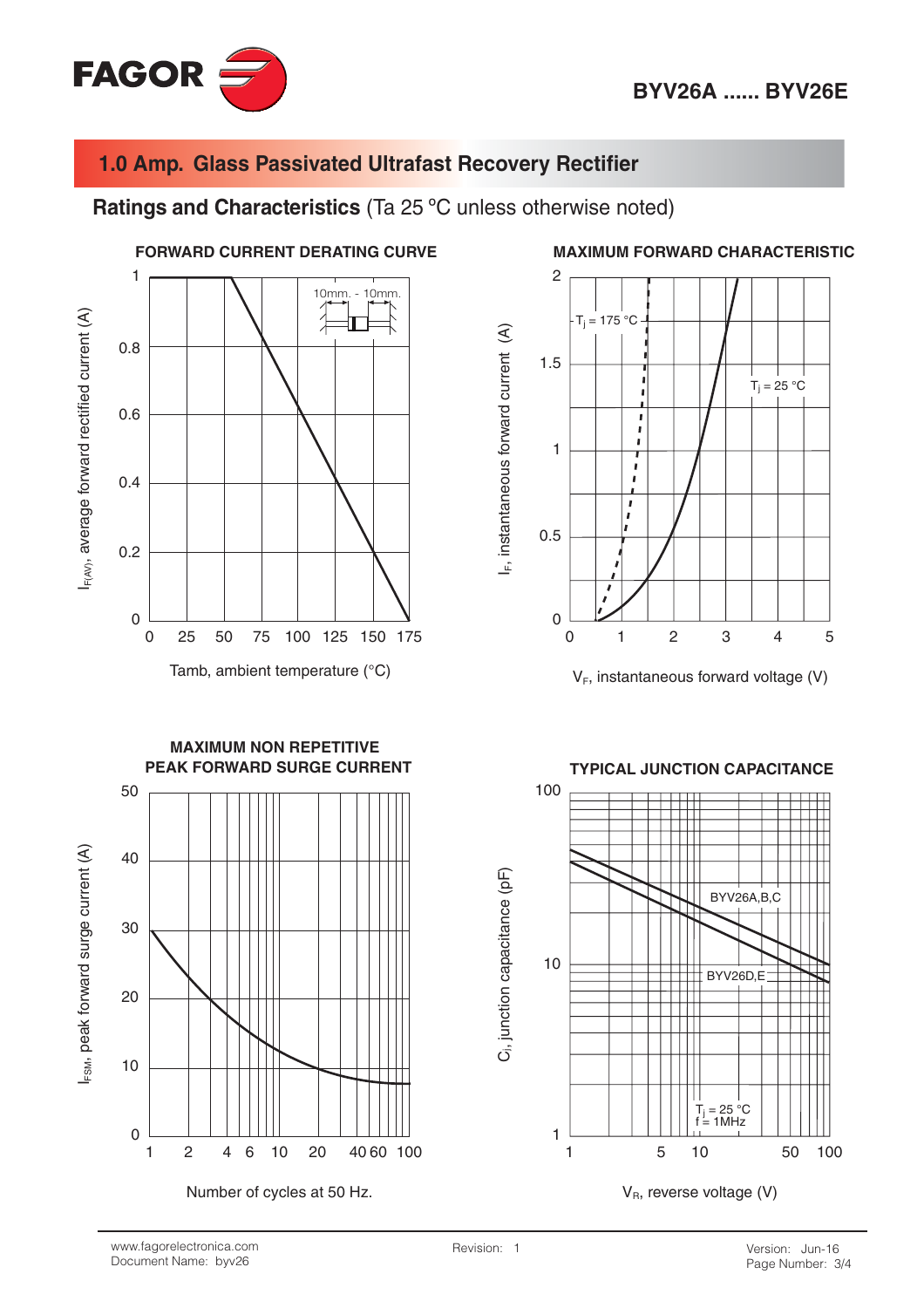## 1.0 Amp. Glass Passivated Ultrafast Recovery Rectifier

**Ratings and Characteristics** (Ta 25 ºC unless otherwise noted)

**FORWARD CURRENT DERATING CURVE**

$I_{F(AV)}$, average forward rectified current (A)

10mm. - 10mm.

Tamb, ambient temperature (°C)

**MAXIMUM FORWARD CHARACTERISTIC**

$I_F$, instantaneous forward current (A)

$T_j$ = 175 °C

$T_j$ = 25 °C

$V_F$, instantaneous forward voltage (V)

**MAXIMUM NON REPETITIVE PEAK FORWARD SURGE CURRENT**

$I_{FSM}$, peak forward surge current (A)

Number of cycles at 50 Hz.

**TYPICAL JUNCTION CAPACITANCE**

$C_j$, junction capacitance (pF)

BYV26A,B,C

BYV26D,E

$T_j$ = 25 °C
f = 1MHz

$V_R$, reverse voltage (V)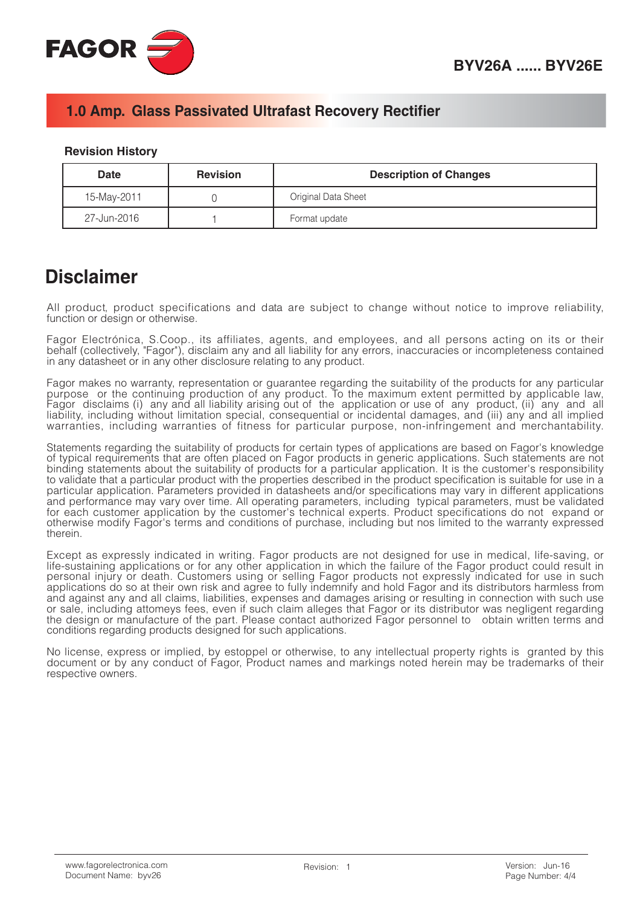## 1.0 Amp. Glass Passivated Ultrafast Recovery Rectifier

**Revision History**

| Date | Revision | Description of Changes |
|---|---|---|
| 15-May-2011 | 0 | Original Data Sheet |
| 27-Jun-2016 | 1 | Format update |

# Disclaimer

All product, product specifications and data are subject to change without notice to improve reliability, function or design or otherwise.

Fagor Electrónica, S.Coop., its affiliates, agents, and employees, and all persons acting on its or their behalf (collectively, "Fagor"), disclaim any and all liability for any errors, inaccuracies or incompleteness contained in any datasheet or in any other disclosure relating to any product.

Fagor makes no warranty, representation or guarantee regarding the suitability of the products for any particular purpose or the continuing production of any product. To the maximum extent permitted by applicable law, Fagor disclaims (i) any and all liability arising out of the application or use of any product, (ii) any and all liability, including without limitation special, consequential or incidental damages, and (iii) any and all implied warranties, including warranties of fitness for particular purpose, non-infringement and merchantability.

Statements regarding the suitability of products for certain types of applications are based on Fagor's knowledge of typical requirements that are often placed on Fagor products in generic applications. Such statements are not binding statements about the suitability of products for a particular application. It is the customer's responsibility to validate that a particular product with the properties described in the product specification is suitable for use in a particular application. Parameters provided in datasheets and/or specifications may vary in different applications and performance may vary over time. All operating parameters, including typical parameters, must be validated for each customer application by the customer's technical experts. Product specifications do not expand or otherwise modify Fagor's terms and conditions of purchase, including but nos limited to the warranty expressed therein.

Except as expressly indicated in writing. Fagor products are not designed for use in medical, life-saving, or life-sustaining applications or for any other application in which the failure of the Fagor product could result in personal injury or death. Customers using or selling Fagor products not expressly indicated for use in such applications do so at their own risk and agree to fully indemnify and hold Fagor and its distributors harmless from and against any and all claims, liabilities, expenses and damages arising or resulting in connection with such use or sale, including attomeys fees, even if such claim alleges that Fagor or its distributor was negligent regarding the design or manufacture of the part. Please contact authorized Fagor personnel to obtain written terms and conditions regarding products designed for such applications.

No license, express or implied, by estoppel or otherwise, to any intellectual property rights is granted by this document or by any conduct of Fagor, Product names and markings noted herein may be trademarks of their respective owners.